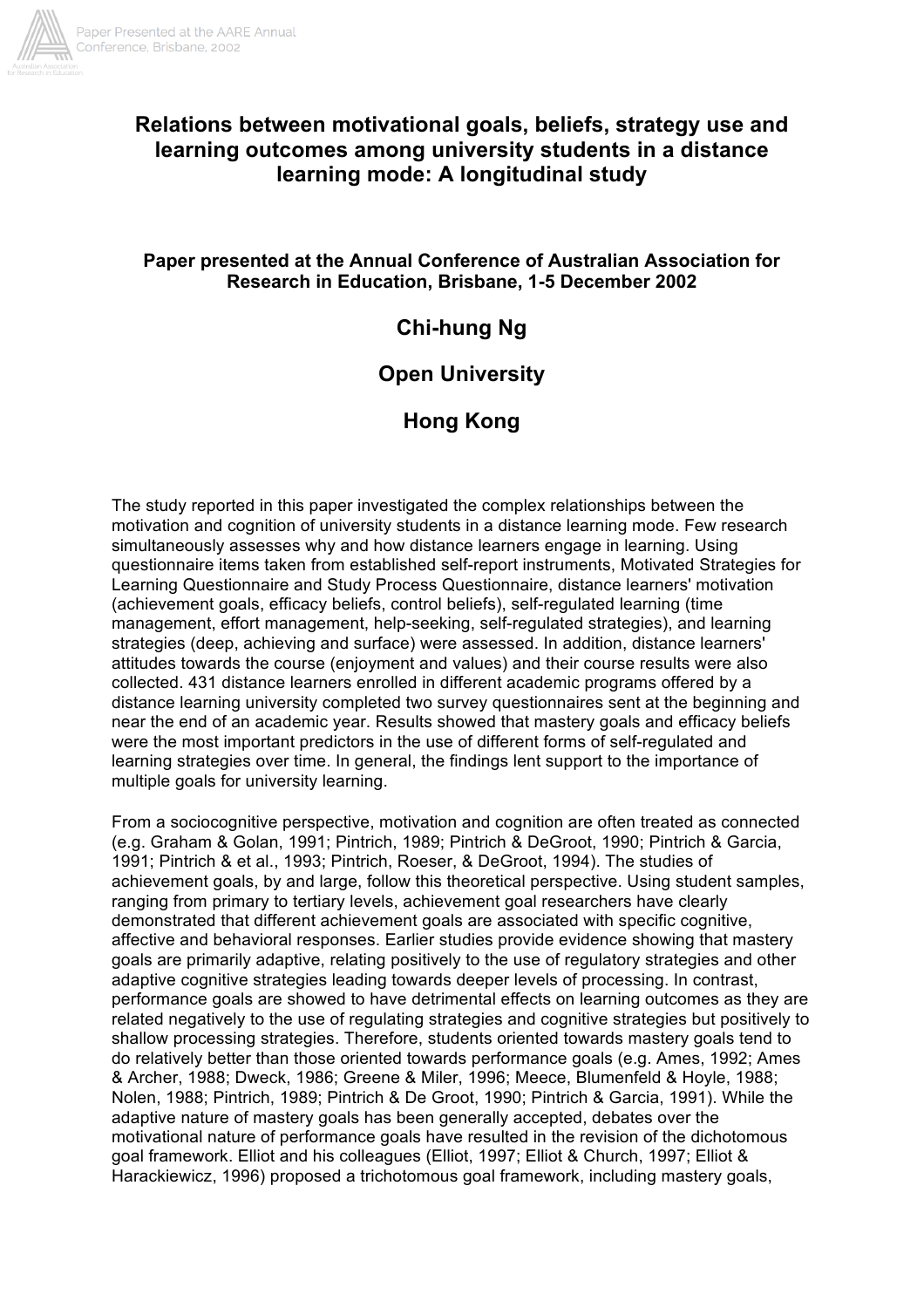# Relations between motivational goals, beliefs, strategy use and learning outcomes among university students in a distance learning mode: A longitudinal study

**Paper presented at the Annual Conference of Australian Association for Research in Education, Brisbane, 1-5 December 2002**

## Chi-hung Ng

## Open University

## Hong Kong

The study reported in this paper investigated the complex relationships between the motivation and cognition of university students in a distance learning mode. Few research simultaneously assesses why and how distance learners engage in learning. Using questionnaire items taken from established self-report instruments, Motivated Strategies for Learning Questionnaire and Study Process Questionnaire, distance learners' motivation (achievement goals, efficacy beliefs, control beliefs), self-regulated learning (time management, effort management, help-seeking, self-regulated strategies), and learning strategies (deep, achieving and surface) were assessed. In addition, distance learners' attitudes towards the course (enjoyment and values) and their course results were also collected. 431 distance learners enrolled in different academic programs offered by a distance learning university completed two survey questionnaires sent at the beginning and near the end of an academic year. Results showed that mastery goals and efficacy beliefs were the most important predictors in the use of different forms of self-regulated and learning strategies over time. In general, the findings lent support to the importance of multiple goals for university learning.

From a sociocognitive perspective, motivation and cognition are often treated as connected (e.g. Graham & Golan, 1991; Pintrich, 1989; Pintrich & DeGroot, 1990; Pintrich & Garcia, 1991; Pintrich & et al., 1993; Pintrich, Roeser, & DeGroot, 1994). The studies of achievement goals, by and large, follow this theoretical perspective. Using student samples, ranging from primary to tertiary levels, achievement goal researchers have clearly demonstrated that different achievement goals are associated with specific cognitive, affective and behavioral responses. Earlier studies provide evidence showing that mastery goals are primarily adaptive, relating positively to the use of regulatory strategies and other adaptive cognitive strategies leading towards deeper levels of processing. In contrast, performance goals are showed to have detrimental effects on learning outcomes as they are related negatively to the use of regulating strategies and cognitive strategies but positively to shallow processing strategies. Therefore, students oriented towards mastery goals tend to do relatively better than those oriented towards performance goals (e.g. Ames, 1992; Ames & Archer, 1988; Dweck, 1986; Greene & Miler, 1996; Meece, Blumenfeld & Hoyle, 1988; Nolen, 1988; Pintrich, 1989; Pintrich & De Groot, 1990; Pintrich & Garcia, 1991). While the adaptive nature of mastery goals has been generally accepted, debates over the motivational nature of performance goals have resulted in the revision of the dichotomous goal framework. Elliot and his colleagues (Elliot, 1997; Elliot & Church, 1997; Elliot & Harackiewicz, 1996) proposed a trichotomous goal framework, including mastery goals,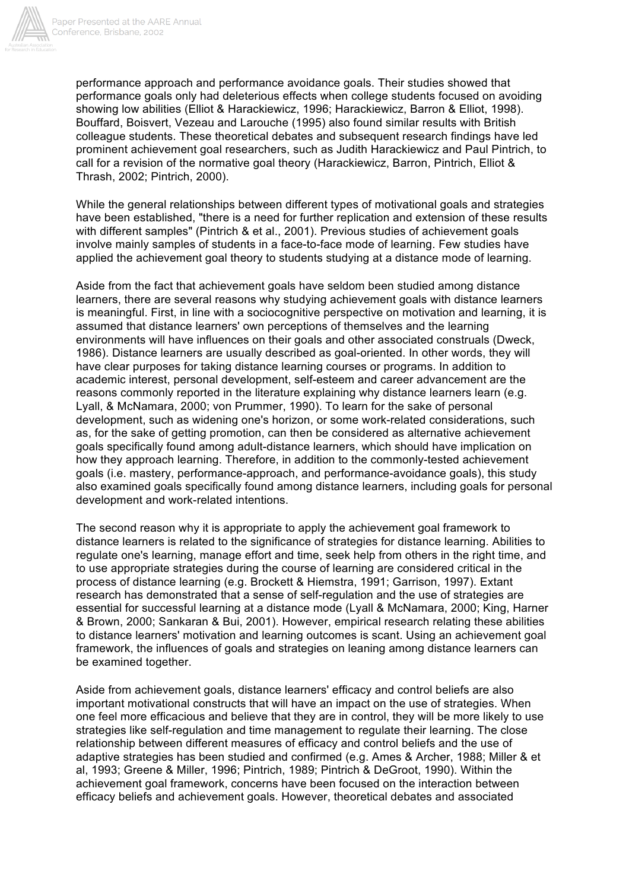performance approach and performance avoidance goals. Their studies showed that performance goals only had deleterious effects when college students focused on avoiding showing low abilities (Elliot & Harackiewicz, 1996; Harackiewicz, Barron & Elliot, 1998). Bouffard, Boisvert, Vezeau and Larouche (1995) also found similar results with British colleague students. These theoretical debates and subsequent research findings have led prominent achievement goal researchers, such as Judith Harackiewicz and Paul Pintrich, to call for a revision of the normative goal theory (Harackiewicz, Barron, Pintrich, Elliot & Thrash, 2002; Pintrich, 2000).

While the general relationships between different types of motivational goals and strategies have been established, "there is a need for further replication and extension of these results with different samples" (Pintrich & et al., 2001). Previous studies of achievement goals involve mainly samples of students in a face-to-face mode of learning. Few studies have applied the achievement goal theory to students studying at a distance mode of learning.

Aside from the fact that achievement goals have seldom been studied among distance learners, there are several reasons why studying achievement goals with distance learners is meaningful. First, in line with a sociocognitive perspective on motivation and learning, it is assumed that distance learners' own perceptions of themselves and the learning environments will have influences on their goals and other associated construals (Dweck, 1986). Distance learners are usually described as goal-oriented. In other words, they will have clear purposes for taking distance learning courses or programs. In addition to academic interest, personal development, self-esteem and career advancement are the reasons commonly reported in the literature explaining why distance learners learn (e.g. Lyall, & McNamara, 2000; von Prummer, 1990). To learn for the sake of personal development, such as widening one's horizon, or some work-related considerations, such as, for the sake of getting promotion, can then be considered as alternative achievement goals specifically found among adult-distance learners, which should have implication on how they approach learning. Therefore, in addition to the commonly-tested achievement goals (i.e. mastery, performance-approach, and performance-avoidance goals), this study also examined goals specifically found among distance learners, including goals for personal development and work-related intentions.

The second reason why it is appropriate to apply the achievement goal framework to distance learners is related to the significance of strategies for distance learning. Abilities to regulate one's learning, manage effort and time, seek help from others in the right time, and to use appropriate strategies during the course of learning are considered critical in the process of distance learning (e.g. Brockett & Hiemstra, 1991; Garrison, 1997). Extant research has demonstrated that a sense of self-regulation and the use of strategies are essential for successful learning at a distance mode (Lyall & McNamara, 2000; King, Harner & Brown, 2000; Sankaran & Bui, 2001). However, empirical research relating these abilities to distance learners' motivation and learning outcomes is scant. Using an achievement goal framework, the influences of goals and strategies on leaning among distance learners can be examined together.

Aside from achievement goals, distance learners' efficacy and control beliefs are also important motivational constructs that will have an impact on the use of strategies. When one feel more efficacious and believe that they are in control, they will be more likely to use strategies like self-regulation and time management to regulate their learning. The close relationship between different measures of efficacy and control beliefs and the use of adaptive strategies has been studied and confirmed (e.g. Ames & Archer, 1988; Miller & et al, 1993; Greene & Miller, 1996; Pintrich, 1989; Pintrich & DeGroot, 1990). Within the achievement goal framework, concerns have been focused on the interaction between efficacy beliefs and achievement goals. However, theoretical debates and associated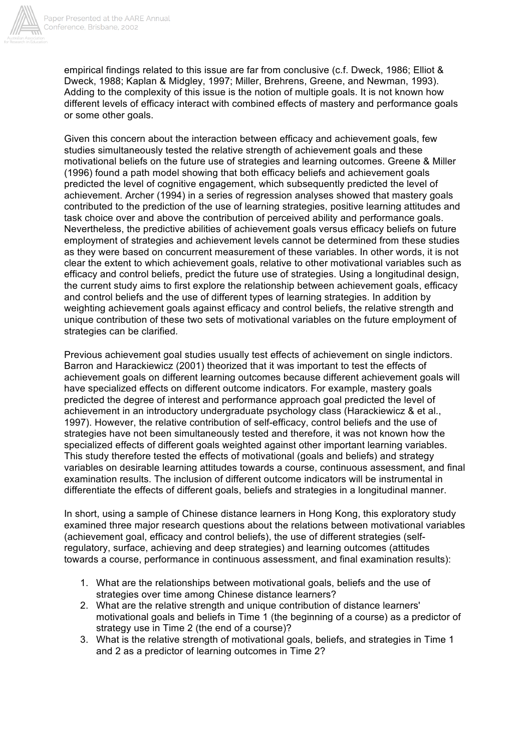empirical findings related to this issue are far from conclusive (c.f. Dweck, 1986; Elliot & Dweck, 1988; Kaplan & Midgley, 1997; Miller, Brehrens, Greene, and Newman, 1993). Adding to the complexity of this issue is the notion of multiple goals. It is not known how different levels of efficacy interact with combined effects of mastery and performance goals or some other goals.

Given this concern about the interaction between efficacy and achievement goals, few studies simultaneously tested the relative strength of achievement goals and these motivational beliefs on the future use of strategies and learning outcomes. Greene & Miller (1996) found a path model showing that both efficacy beliefs and achievement goals predicted the level of cognitive engagement, which subsequently predicted the level of achievement. Archer (1994) in a series of regression analyses showed that mastery goals contributed to the prediction of the use of learning strategies, positive learning attitudes and task choice over and above the contribution of perceived ability and performance goals. Nevertheless, the predictive abilities of achievement goals versus efficacy beliefs on future employment of strategies and achievement levels cannot be determined from these studies as they were based on concurrent measurement of these variables. In other words, it is not clear the extent to which achievement goals, relative to other motivational variables such as efficacy and control beliefs, predict the future use of strategies. Using a longitudinal design, the current study aims to first explore the relationship between achievement goals, efficacy and control beliefs and the use of different types of learning strategies. In addition by weighting achievement goals against efficacy and control beliefs, the relative strength and unique contribution of these two sets of motivational variables on the future employment of strategies can be clarified.

Previous achievement goal studies usually test effects of achievement on single indictors. Barron and Harackiewicz (2001) theorized that it was important to test the effects of achievement goals on different learning outcomes because different achievement goals will have specialized effects on different outcome indicators. For example, mastery goals predicted the degree of interest and performance approach goal predicted the level of achievement in an introductory undergraduate psychology class (Harackiewicz & et al., 1997). However, the relative contribution of self-efficacy, control beliefs and the use of strategies have not been simultaneously tested and therefore, it was not known how the specialized effects of different goals weighted against other important learning variables. This study therefore tested the effects of motivational (goals and beliefs) and strategy variables on desirable learning attitudes towards a course, continuous assessment, and final examination results. The inclusion of different outcome indicators will be instrumental in differentiate the effects of different goals, beliefs and strategies in a longitudinal manner.

In short, using a sample of Chinese distance learners in Hong Kong, this exploratory study examined three major research questions about the relations between motivational variables (achievement goal, efficacy and control beliefs), the use of different strategies (self-regulatory, surface, achieving and deep strategies) and learning outcomes (attitudes towards a course, performance in continuous assessment, and final examination results):

1. What are the relationships between motivational goals, beliefs and the use of strategies over time among Chinese distance learners?
2. What are the relative strength and unique contribution of distance learners' motivational goals and beliefs in Time 1 (the beginning of a course) as a predictor of strategy use in Time 2 (the end of a course)?
3. What is the relative strength of motivational goals, beliefs, and strategies in Time 1 and 2 as a predictor of learning outcomes in Time 2?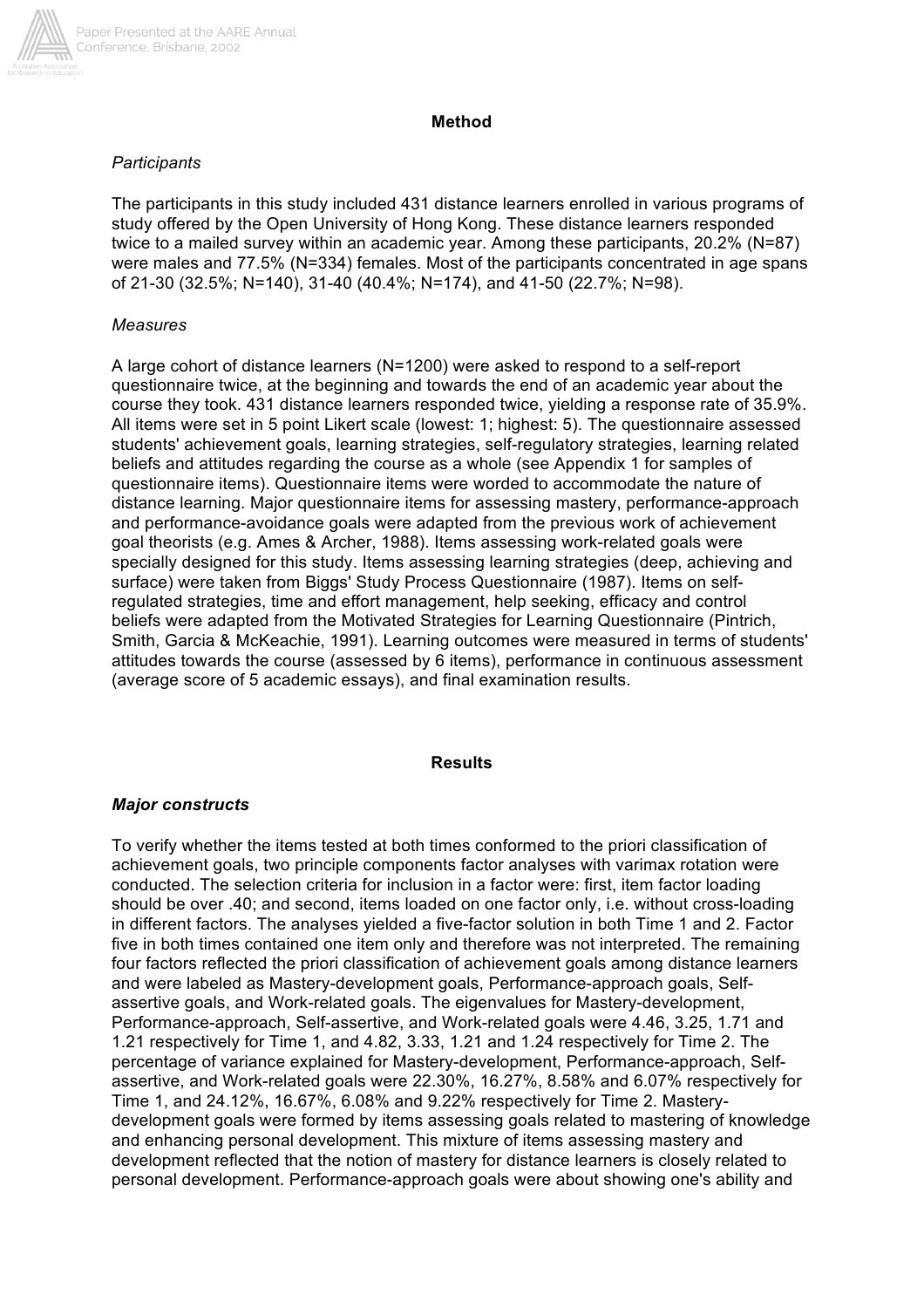## Method

*Participants*

The participants in this study included 431 distance learners enrolled in various programs of study offered by the Open University of Hong Kong. These distance learners responded twice to a mailed survey within an academic year. Among these participants, 20.2% (N=87) were males and 77.5% (N=334) females. Most of the participants concentrated in age spans of 21-30 (32.5%; N=140), 31-40 (40.4%; N=174), and 41-50 (22.7%; N=98).

*Measures*

A large cohort of distance learners (N=1200) were asked to respond to a self-report questionnaire twice, at the beginning and towards the end of an academic year about the course they took. 431 distance learners responded twice, yielding a response rate of 35.9%. All items were set in 5 point Likert scale (lowest: 1; highest: 5). The questionnaire assessed students' achievement goals, learning strategies, self-regulatory strategies, learning related beliefs and attitudes regarding the course as a whole (see Appendix 1 for samples of questionnaire items). Questionnaire items were worded to accommodate the nature of distance learning. Major questionnaire items for assessing mastery, performance-approach and performance-avoidance goals were adapted from the previous work of achievement goal theorists (e.g. Ames & Archer, 1988). Items assessing work-related goals were specially designed for this study. Items assessing learning strategies (deep, achieving and surface) were taken from Biggs' Study Process Questionnaire (1987). Items on self-regulated strategies, time and effort management, help seeking, efficacy and control beliefs were adapted from the Motivated Strategies for Learning Questionnaire (Pintrich, Smith, Garcia & McKeachie, 1991). Learning outcomes were measured in terms of students' attitudes towards the course (assessed by 6 items), performance in continuous assessment (average score of 5 academic essays), and final examination results.

## Results

### *Major constructs*

To verify whether the items tested at both times conformed to the priori classification of achievement goals, two principle components factor analyses with varimax rotation were conducted. The selection criteria for inclusion in a factor were: first, item factor loading should be over .40; and second, items loaded on one factor only, i.e. without cross-loading in different factors. The analyses yielded a five-factor solution in both Time 1 and 2. Factor five in both times contained one item only and therefore was not interpreted. The remaining four factors reflected the priori classification of achievement goals among distance learners and were labeled as Mastery-development goals, Performance-approach goals, Self-assertive goals, and Work-related goals. The eigenvalues for Mastery-development, Performance-approach, Self-assertive, and Work-related goals were 4.46, 3.25, 1.71 and 1.21 respectively for Time 1, and 4.82, 3.33, 1.21 and 1.24 respectively for Time 2. The percentage of variance explained for Mastery-development, Performance-approach, Self-assertive, and Work-related goals were 22.30%, 16.27%, 8.58% and 6.07% respectively for Time 1, and 24.12%, 16.67%, 6.08% and 9.22% respectively for Time 2. Mastery-development goals were formed by items assessing goals related to mastering of knowledge and enhancing personal development. This mixture of items assessing mastery and development reflected that the notion of mastery for distance learners is closely related to personal development. Performance-approach goals were about showing one's ability and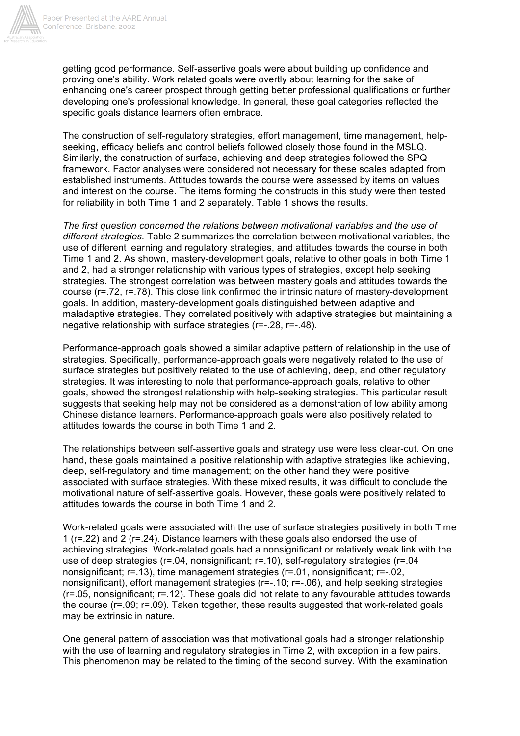getting good performance. Self-assertive goals were about building up confidence and proving one's ability. Work related goals were overtly about learning for the sake of enhancing one's career prospect through getting better professional qualifications or further developing one's professional knowledge. In general, these goal categories reflected the specific goals distance learners often embrace.

The construction of self-regulatory strategies, effort management, time management, help-seeking, efficacy beliefs and control beliefs followed closely those found in the MSLQ. Similarly, the construction of surface, achieving and deep strategies followed the SPQ framework. Factor analyses were considered not necessary for these scales adapted from established instruments. Attitudes towards the course were assessed by items on values and interest on the course. The items forming the constructs in this study were then tested for reliability in both Time 1 and 2 separately. Table 1 shows the results.

*The first question concerned the relations between motivational variables and the use of different strategies.* Table 2 summarizes the correlation between motivational variables, the use of different learning and regulatory strategies, and attitudes towards the course in both Time 1 and 2. As shown, mastery-development goals, relative to other goals in both Time 1 and 2, had a stronger relationship with various types of strategies, except help seeking strategies. The strongest correlation was between mastery goals and attitudes towards the course (r=.72, r=.78). This close link confirmed the intrinsic nature of mastery-development goals. In addition, mastery-development goals distinguished between adaptive and maladaptive strategies. They correlated positively with adaptive strategies but maintaining a negative relationship with surface strategies (r=-.28, r=-.48).

Performance-approach goals showed a similar adaptive pattern of relationship in the use of strategies. Specifically, performance-approach goals were negatively related to the use of surface strategies but positively related to the use of achieving, deep, and other regulatory strategies. It was interesting to note that performance-approach goals, relative to other goals, showed the strongest relationship with help-seeking strategies. This particular result suggests that seeking help may not be considered as a demonstration of low ability among Chinese distance learners. Performance-approach goals were also positively related to attitudes towards the course in both Time 1 and 2.

The relationships between self-assertive goals and strategy use were less clear-cut. On one hand, these goals maintained a positive relationship with adaptive strategies like achieving, deep, self-regulatory and time management; on the other hand they were positive associated with surface strategies. With these mixed results, it was difficult to conclude the motivational nature of self-assertive goals. However, these goals were positively related to attitudes towards the course in both Time 1 and 2.

Work-related goals were associated with the use of surface strategies positively in both Time 1 (r=.22) and 2 (r=.24). Distance learners with these goals also endorsed the use of achieving strategies. Work-related goals had a nonsignificant or relatively weak link with the use of deep strategies (r=.04, nonsignificant; r=.10), self-regulatory strategies (r=.04 nonsignificant; r=.13), time management strategies (r=.01, nonsignificant; r=-.02, nonsignificant), effort management strategies (r=-.10; r=-.06), and help seeking strategies (r=.05, nonsignificant; r=.12). These goals did not relate to any favourable attitudes towards the course (r=.09; r=.09). Taken together, these results suggested that work-related goals may be extrinsic in nature.

One general pattern of association was that motivational goals had a stronger relationship with the use of learning and regulatory strategies in Time 2, with exception in a few pairs. This phenomenon may be related to the timing of the second survey. With the examination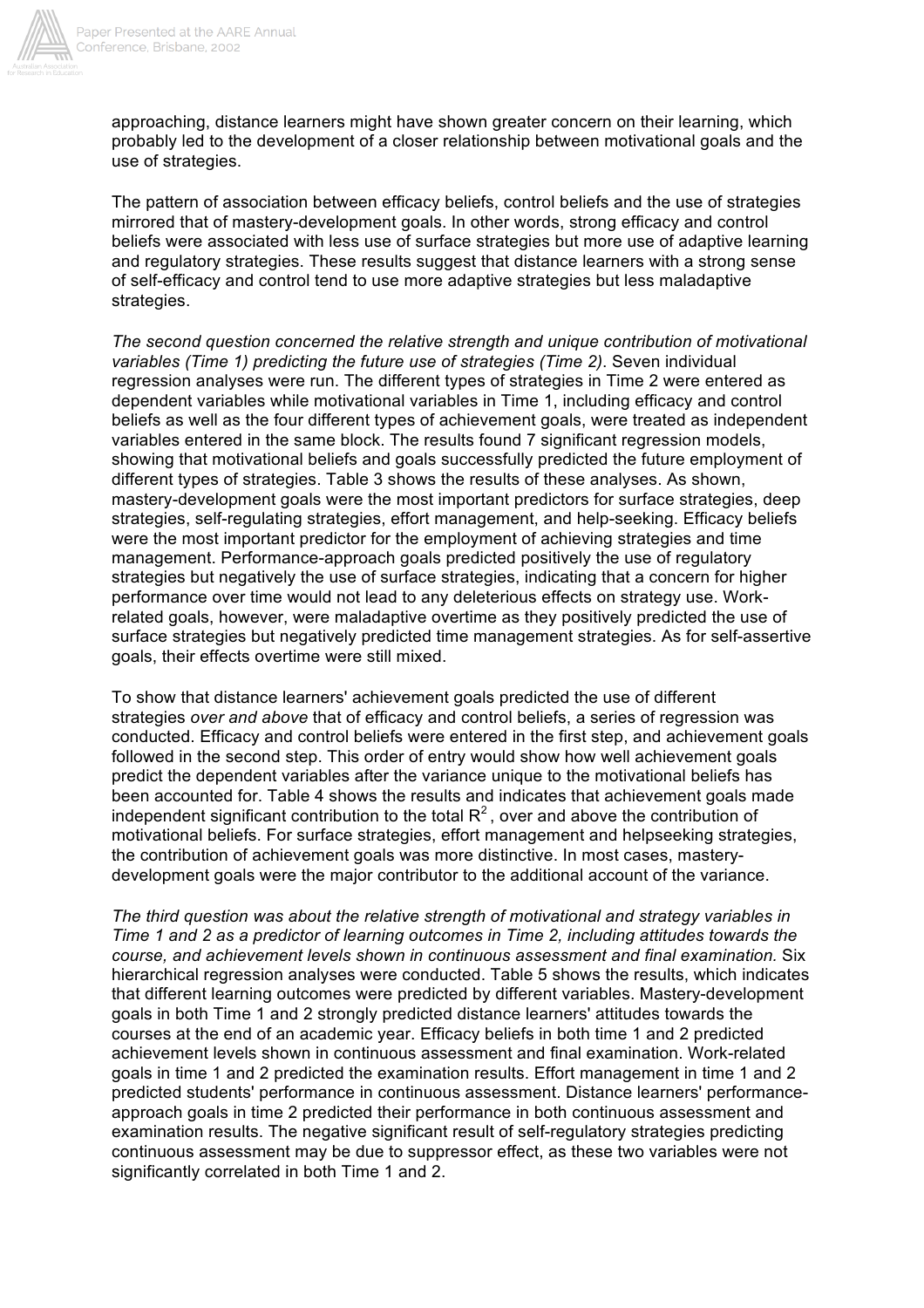approaching, distance learners might have shown greater concern on their learning, which probably led to the development of a closer relationship between motivational goals and the use of strategies.

The pattern of association between efficacy beliefs, control beliefs and the use of strategies mirrored that of mastery-development goals. In other words, strong efficacy and control beliefs were associated with less use of surface strategies but more use of adaptive learning and regulatory strategies. These results suggest that distance learners with a strong sense of self-efficacy and control tend to use more adaptive strategies but less maladaptive strategies.

*The second question concerned the relative strength and unique contribution of motivational variables (Time 1) predicting the future use of strategies (Time 2).* Seven individual regression analyses were run. The different types of strategies in Time 2 were entered as dependent variables while motivational variables in Time 1, including efficacy and control beliefs as well as the four different types of achievement goals, were treated as independent variables entered in the same block. The results found 7 significant regression models, showing that motivational beliefs and goals successfully predicted the future employment of different types of strategies. Table 3 shows the results of these analyses. As shown, mastery-development goals were the most important predictors for surface strategies, deep strategies, self-regulating strategies, effort management, and help-seeking. Efficacy beliefs were the most important predictor for the employment of achieving strategies and time management. Performance-approach goals predicted positively the use of regulatory strategies but negatively the use of surface strategies, indicating that a concern for higher performance over time would not lead to any deleterious effects on strategy use. Work-related goals, however, were maladaptive overtime as they positively predicted the use of surface strategies but negatively predicted time management strategies. As for self-assertive goals, their effects overtime were still mixed.

To show that distance learners' achievement goals predicted the use of different strategies *over and above* that of efficacy and control beliefs, a series of regression was conducted. Efficacy and control beliefs were entered in the first step, and achievement goals followed in the second step. This order of entry would show how well achievement goals predict the dependent variables after the variance unique to the motivational beliefs has been accounted for. Table 4 shows the results and indicates that achievement goals made independent significant contribution to the total $R^2$, over and above the contribution of motivational beliefs. For surface strategies, effort management and helpseeking strategies, the contribution of achievement goals was more distinctive. In most cases, mastery-development goals were the major contributor to the additional account of the variance.

*The third question was about the relative strength of motivational and strategy variables in Time 1 and 2 as a predictor of learning outcomes in Time 2, including attitudes towards the course, and achievement levels shown in continuous assessment and final examination.* Six hierarchical regression analyses were conducted. Table 5 shows the results, which indicates that different learning outcomes were predicted by different variables. Mastery-development goals in both Time 1 and 2 strongly predicted distance learners' attitudes towards the courses at the end of an academic year. Efficacy beliefs in both time 1 and 2 predicted achievement levels shown in continuous assessment and final examination. Work-related goals in time 1 and 2 predicted the examination results. Effort management in time 1 and 2 predicted students' performance in continuous assessment. Distance learners' performance-approach goals in time 2 predicted their performance in both continuous assessment and examination results. The negative significant result of self-regulatory strategies predicting continuous assessment may be due to suppressor effect, as these two variables were not significantly correlated in both Time 1 and 2.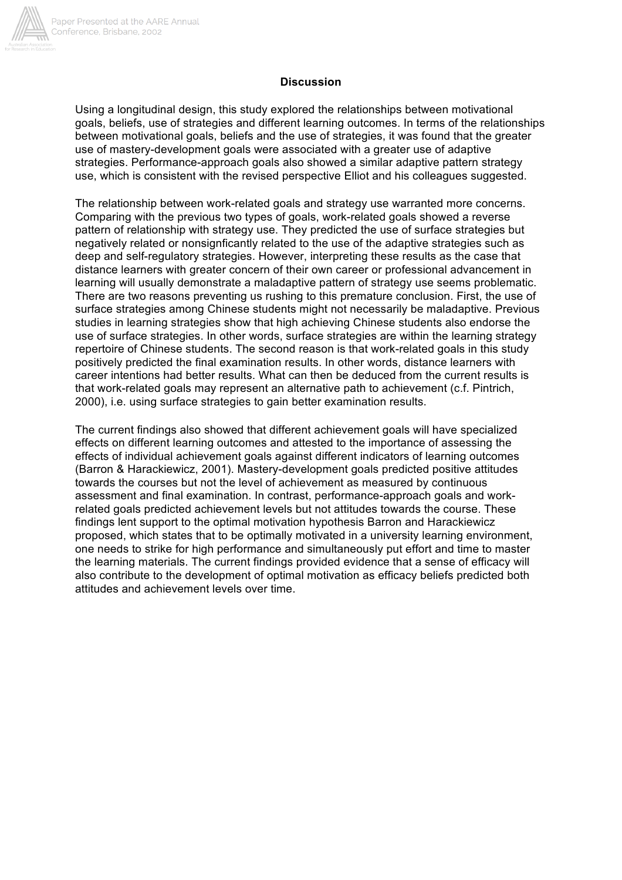## Discussion

Using a longitudinal design, this study explored the relationships between motivational goals, beliefs, use of strategies and different learning outcomes. In terms of the relationships between motivational goals, beliefs and the use of strategies, it was found that the greater use of mastery-development goals were associated with a greater use of adaptive strategies. Performance-approach goals also showed a similar adaptive pattern strategy use, which is consistent with the revised perspective Elliot and his colleagues suggested.

The relationship between work-related goals and strategy use warranted more concerns. Comparing with the previous two types of goals, work-related goals showed a reverse pattern of relationship with strategy use. They predicted the use of surface strategies but negatively related or nonsignficantly related to the use of the adaptive strategies such as deep and self-regulatory strategies. However, interpreting these results as the case that distance learners with greater concern of their own career or professional advancement in learning will usually demonstrate a maladaptive pattern of strategy use seems problematic. There are two reasons preventing us rushing to this premature conclusion. First, the use of surface strategies among Chinese students might not necessarily be maladaptive. Previous studies in learning strategies show that high achieving Chinese students also endorse the use of surface strategies. In other words, surface strategies are within the learning strategy repertoire of Chinese students. The second reason is that work-related goals in this study positively predicted the final examination results. In other words, distance learners with career intentions had better results. What can then be deduced from the current results is that work-related goals may represent an alternative path to achievement (c.f. Pintrich, 2000), i.e. using surface strategies to gain better examination results.

The current findings also showed that different achievement goals will have specialized effects on different learning outcomes and attested to the importance of assessing the effects of individual achievement goals against different indicators of learning outcomes (Barron & Harackiewicz, 2001). Mastery-development goals predicted positive attitudes towards the courses but not the level of achievement as measured by continuous assessment and final examination. In contrast, performance-approach goals and work-related goals predicted achievement levels but not attitudes towards the course. These findings lent support to the optimal motivation hypothesis Barron and Harackiewicz proposed, which states that to be optimally motivated in a university learning environment, one needs to strike for high performance and simultaneously put effort and time to master the learning materials. The current findings provided evidence that a sense of efficacy will also contribute to the development of optimal motivation as efficacy beliefs predicted both attitudes and achievement levels over time.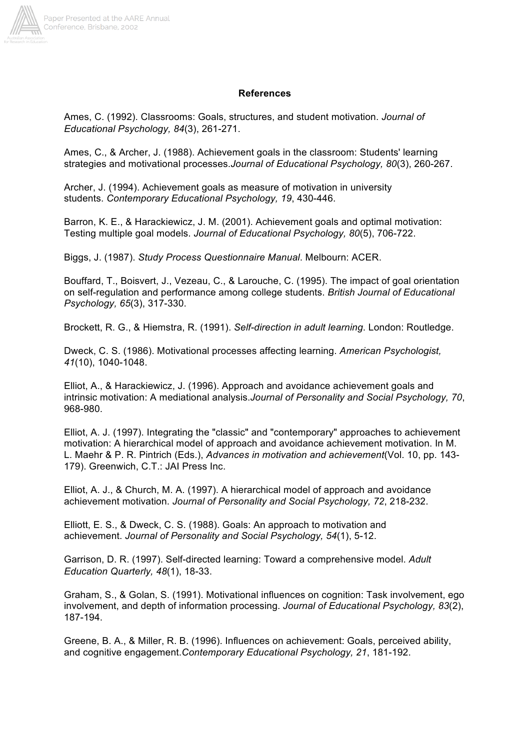**References**

Ames, C. (1992). Classrooms: Goals, structures, and student motivation. *Journal of Educational Psychology, 84*(3), 261-271.

Ames, C., & Archer, J. (1988). Achievement goals in the classroom: Students' learning strategies and motivational processes.*Journal of Educational Psychology, 80*(3), 260-267.

Archer, J. (1994). Achievement goals as measure of motivation in university students. *Contemporary Educational Psychology, 19*, 430-446.

Barron, K. E., & Harackiewicz, J. M. (2001). Achievement goals and optimal motivation: Testing multiple goal models. *Journal of Educational Psychology, 80*(5), 706-722.

Biggs, J. (1987). *Study Process Questionnaire Manual*. Melbourn: ACER.

Bouffard, T., Boisvert, J., Vezeau, C., & Larouche, C. (1995). The impact of goal orientation on self-regulation and performance among college students. *British Journal of Educational Psychology, 65*(3), 317-330.

Brockett, R. G., & Hiemstra, R. (1991). *Self-direction in adult learning*. London: Routledge.

Dweck, C. S. (1986). Motivational processes affecting learning. *American Psychologist, 41*(10), 1040-1048.

Elliot, A., & Harackiewicz, J. (1996). Approach and avoidance achievement goals and intrinsic motivation: A mediational analysis.*Journal of Personality and Social Psychology, 70*, 968-980.

Elliot, A. J. (1997). Integrating the "classic" and "contemporary" approaches to achievement motivation: A hierarchical model of approach and avoidance achievement motivation. In M. L. Maehr & P. R. Pintrich (Eds.), *Advances in motivation and achievement*(Vol. 10, pp. 143-179). Greenwich, C.T.: JAI Press Inc.

Elliot, A. J., & Church, M. A. (1997). A hierarchical model of approach and avoidance achievement motivation. *Journal of Personality and Social Psychology, 72*, 218-232.

Elliott, E. S., & Dweck, C. S. (1988). Goals: An approach to motivation and achievement. *Journal of Personality and Social Psychology, 54*(1), 5-12.

Garrison, D. R. (1997). Self-directed learning: Toward a comprehensive model. *Adult Education Quarterly, 48*(1), 18-33.

Graham, S., & Golan, S. (1991). Motivational influences on cognition: Task involvement, ego involvement, and depth of information processing. *Journal of Educational Psychology, 83*(2), 187-194.

Greene, B. A., & Miller, R. B. (1996). Influences on achievement: Goals, perceived ability, and cognitive engagement.*Contemporary Educational Psychology, 21*, 181-192.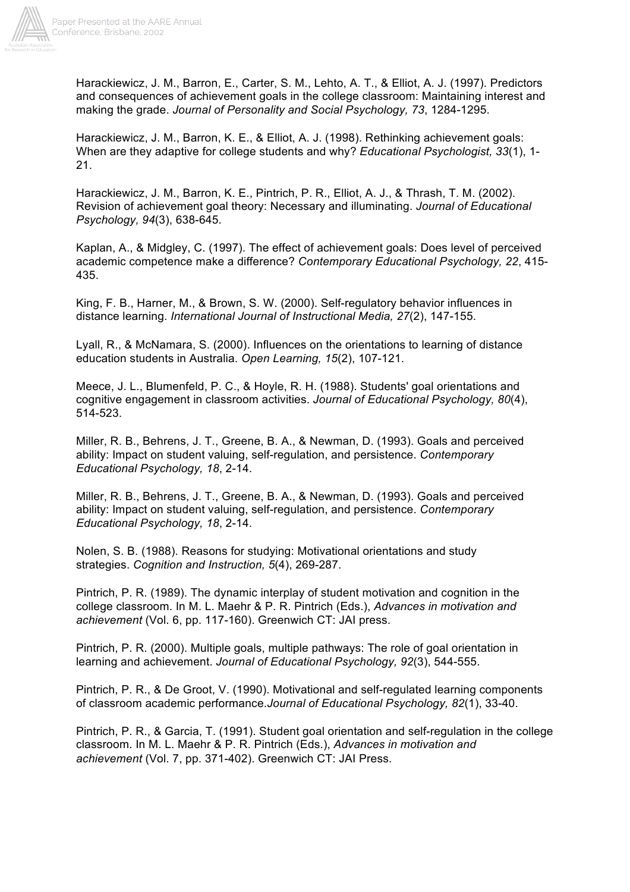Harackiewicz, J. M., Barron, E., Carter, S. M., Lehto, A. T., & Elliot, A. J. (1997). Predictors and consequences of achievement goals in the college classroom: Maintaining interest and making the grade. *Journal of Personality and Social Psychology, 73*, 1284-1295.

Harackiewicz, J. M., Barron, K. E., & Elliot, A. J. (1998). Rethinking achievement goals: When are they adaptive for college students and why? *Educational Psychologist, 33*(1), 1-21.

Harackiewicz, J. M., Barron, K. E., Pintrich, P. R., Elliot, A. J., & Thrash, T. M. (2002). Revision of achievement goal theory: Necessary and illuminating. *Journal of Educational Psychology, 94*(3), 638-645.

Kaplan, A., & Midgley, C. (1997). The effect of achievement goals: Does level of perceived academic competence make a difference? *Contemporary Educational Psychology, 22*, 415-435.

King, F. B., Harner, M., & Brown, S. W. (2000). Self-regulatory behavior influences in distance learning. *International Journal of Instructional Media, 27*(2), 147-155.

Lyall, R., & McNamara, S. (2000). Influences on the orientations to learning of distance education students in Australia. *Open Learning, 15*(2), 107-121.

Meece, J. L., Blumenfeld, P. C., & Hoyle, R. H. (1988). Students' goal orientations and cognitive engagement in classroom activities. *Journal of Educational Psychology, 80*(4), 514-523.

Miller, R. B., Behrens, J. T., Greene, B. A., & Newman, D. (1993). Goals and perceived ability: Impact on student valuing, self-regulation, and persistence. *Contemporary Educational Psychology, 18*, 2-14.

Miller, R. B., Behrens, J. T., Greene, B. A., & Newman, D. (1993). Goals and perceived ability: Impact on student valuing, self-regulation, and persistence. *Contemporary Educational Psychology, 18*, 2-14.

Nolen, S. B. (1988). Reasons for studying: Motivational orientations and study strategies. *Cognition and Instruction, 5*(4), 269-287.

Pintrich, P. R. (1989). The dynamic interplay of student motivation and cognition in the college classroom. In M. L. Maehr & P. R. Pintrich (Eds.), *Advances in motivation and achievement* (Vol. 6, pp. 117-160). Greenwich CT: JAI press.

Pintrich, P. R. (2000). Multiple goals, multiple pathways: The role of goal orientation in learning and achievement. *Journal of Educational Psychology, 92*(3), 544-555.

Pintrich, P. R., & De Groot, V. (1990). Motivational and self-regulated learning components of classroom academic performance.*Journal of Educational Psychology, 82*(1), 33-40.

Pintrich, P. R., & Garcia, T. (1991). Student goal orientation and self-regulation in the college classroom. In M. L. Maehr & P. R. Pintrich (Eds.), *Advances in motivation and achievement* (Vol. 7, pp. 371-402). Greenwich CT: JAI Press.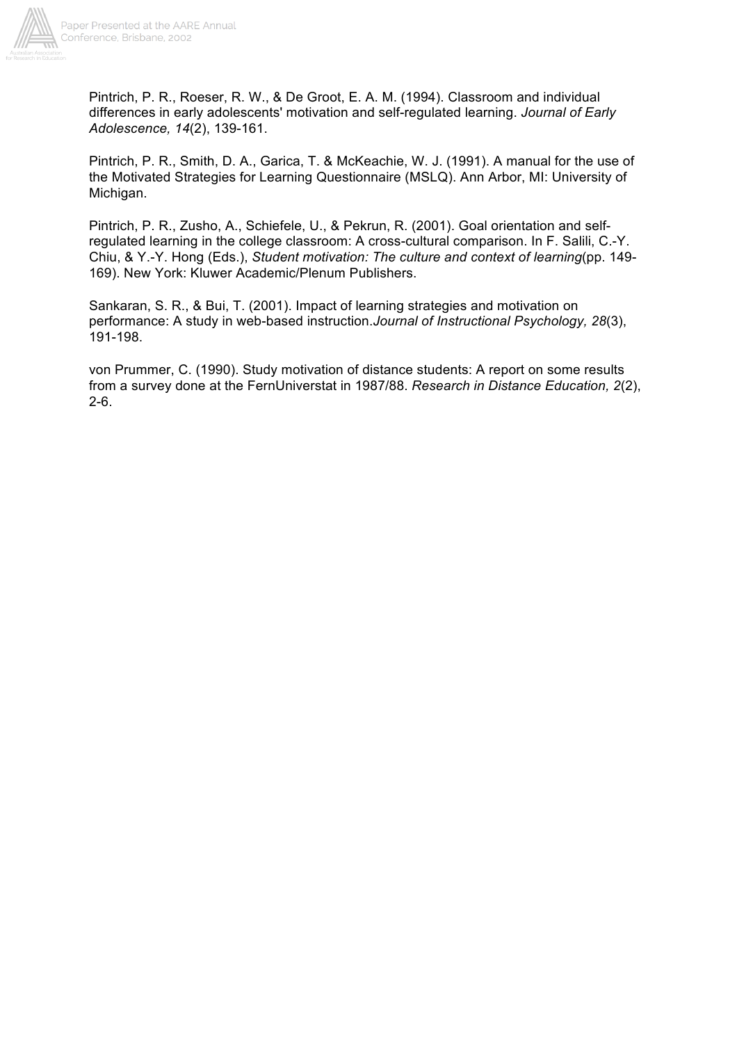Pintrich, P. R., Roeser, R. W., & De Groot, E. A. M. (1994). Classroom and individual differences in early adolescents' motivation and self-regulated learning. *Journal of Early Adolescence, 14*(2), 139-161.

Pintrich, P. R., Smith, D. A., Garica, T. & McKeachie, W. J. (1991). A manual for the use of the Motivated Strategies for Learning Questionnaire (MSLQ). Ann Arbor, MI: University of Michigan.

Pintrich, P. R., Zusho, A., Schiefele, U., & Pekrun, R. (2001). Goal orientation and self-regulated learning in the college classroom: A cross-cultural comparison. In F. Salili, C.-Y. Chiu, & Y.-Y. Hong (Eds.), *Student motivation: The culture and context of learning*(pp. 149-169). New York: Kluwer Academic/Plenum Publishers.

Sankaran, S. R., & Bui, T. (2001). Impact of learning strategies and motivation on performance: A study in web-based instruction.*Journal of Instructional Psychology, 28*(3), 191-198.

von Prummer, C. (1990). Study motivation of distance students: A report on some results from a survey done at the FernUniverstat in 1987/88. *Research in Distance Education, 2*(2), 2-6.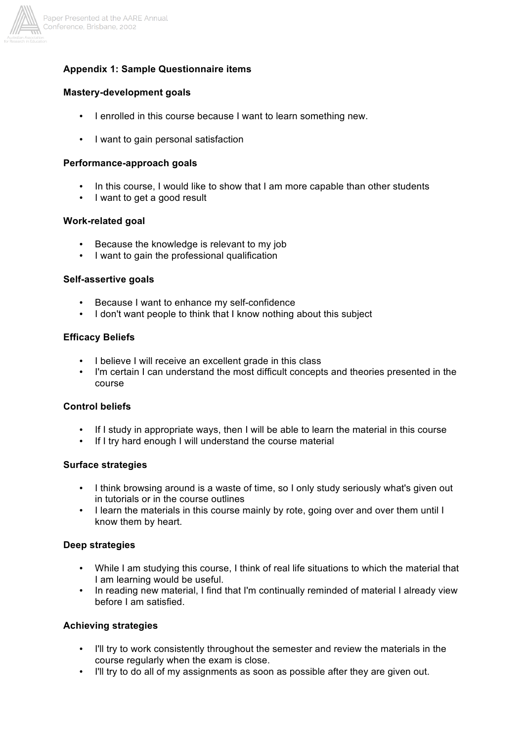**Appendix 1: Sample Questionnaire items**

**Mastery-development goals**

- I enrolled in this course because I want to learn something new.
- I want to gain personal satisfaction

**Performance-approach goals**

- In this course, I would like to show that I am more capable than other students
- I want to get a good result

**Work-related goal**

- Because the knowledge is relevant to my job
- I want to gain the professional qualification

**Self-assertive goals**

- Because I want to enhance my self-confidence
- I don't want people to think that I know nothing about this subject

**Efficacy Beliefs**

- I believe I will receive an excellent grade in this class
- I'm certain I can understand the most difficult concepts and theories presented in the course

**Control beliefs**

- If I study in appropriate ways, then I will be able to learn the material in this course
- If I try hard enough I will understand the course material

**Surface strategies**

- I think browsing around is a waste of time, so I only study seriously what's given out in tutorials or in the course outlines
- I learn the materials in this course mainly by rote, going over and over them until I know them by heart.

**Deep strategies**

- While I am studying this course, I think of real life situations to which the material that I am learning would be useful.
- In reading new material, I find that I'm continually reminded of material I already view before I am satisfied.

**Achieving strategies**

- I'll try to work consistently throughout the semester and review the materials in the course regularly when the exam is close.
- I'll try to do all of my assignments as soon as possible after they are given out.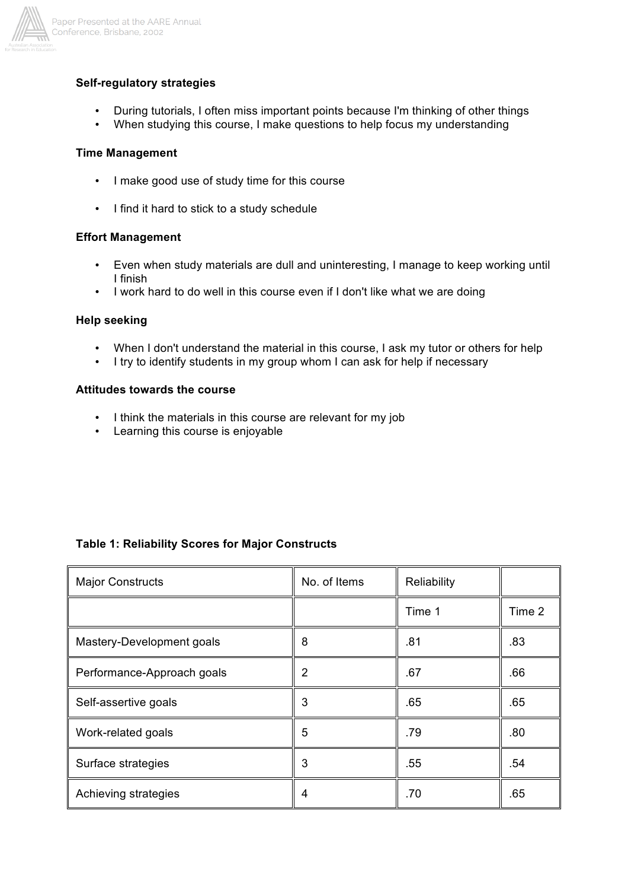**Self-regulatory strategies**

- During tutorials, I often miss important points because I'm thinking of other things
- When studying this course, I make questions to help focus my understanding

**Time Management**

- I make good use of study time for this course
- I find it hard to stick to a study schedule

**Effort Management**

- Even when study materials are dull and uninteresting, I manage to keep working until I finish
- I work hard to do well in this course even if I don't like what we are doing

**Help seeking**

- When I don't understand the material in this course, I ask my tutor or others for help
- I try to identify students in my group whom I can ask for help if necessary

**Attitudes towards the course**

- I think the materials in this course are relevant for my job
- Learning this course is enjoyable

**Table 1: Reliability Scores for Major Constructs**

| Major Constructs | No. of Items | Reliability | |
|---|---|---|---|
| | | Time 1 | Time 2 |
| Mastery-Development goals | 8 | .81 | .83 |
| Performance-Approach goals | 2 | .67 | .66 |
| Self-assertive goals | 3 | .65 | .65 |
| Work-related goals | 5 | .79 | .80 |
| Surface strategies | 3 | .55 | .54 |
| Achieving strategies | 4 | .70 | .65 |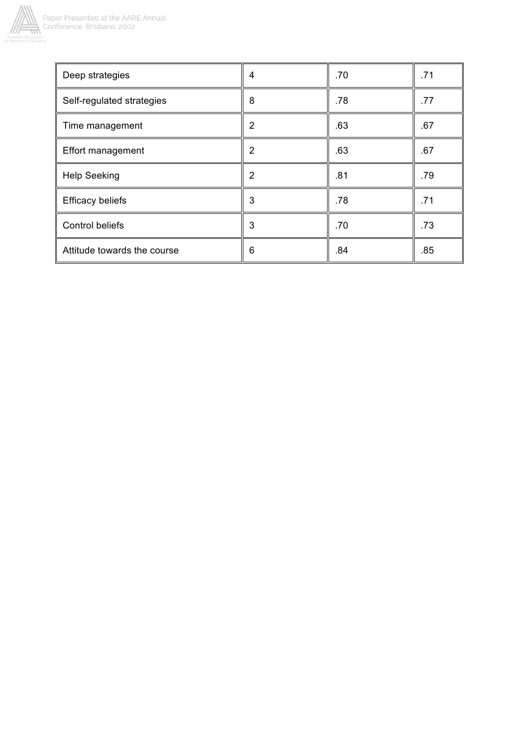| | | | |
|---|---|---|---|
| Deep strategies | 4 | .70 | .71 |
| Self-regulated strategies | 8 | .78 | .77 |
| Time management | 2 | .63 | .67 |
| Effort management | 2 | .63 | .67 |
| Help Seeking | 2 | .81 | .79 |
| Efficacy beliefs | 3 | .78 | .71 |
| Control beliefs | 3 | .70 | .73 |
| Attitude towards the course | 6 | .84 | .85 |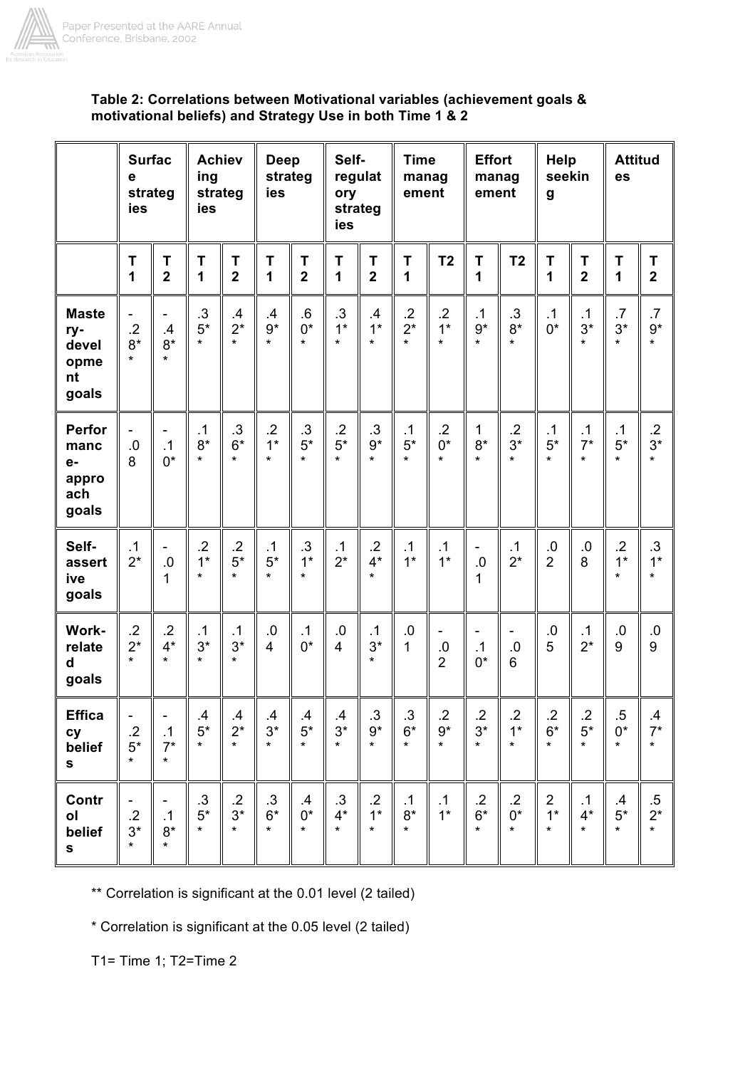**Table 2: Correlations between Motivational variables (achievement goals & motivational beliefs) and Strategy Use in both Time 1 & 2**

| | Surface strategies | | Achieving strategies | | Deep strategies | | Self-regulatory strategies | | Time management | | Effort management | | Help seeking | | Attitudes | |
|---|---|---|---|---|---|---|---|---|---|---|---|---|---|---|---|---|
| | T1 | T2 | T1 | T2 | T1 | T2 | T1 | T2 | T1 | T2 | T1 | T2 | T1 | T2 | T1 | T2 |
| **Mastery-development goals** | -.28** | -.48** | .35** | .42** | .49** | .60** | .31** | .41** | .22** | .21** | .19** | .38** | .10* | .13** | .73** | .79** |
| **Performance-approach goals** | -.08 | -.10* | .18** | .36** | .21** | .35** | .25** | .39** | .15** | .20** | 18** | .23** | .15** | .17** | .15** | .23** |
| **Self-assertive goals** | .12* | -.01 | .21** | .25** | .15** | .31** | .12* | .24** | .11* | .11* | -.01 | .12* | .02 | .08 | .21** | .31** |
| **Work-related goals** | .22** | .24** | .13** | .13** | .04 | .10* | .04 | .13** | .01 | -.02 | -.10* | -.06 | .05 | .12* | .09 | .09 |
| **Efficacy beliefs** | -.25** | -.17** | .45** | .42** | .43** | .45** | .43** | .39** | .36** | .29** | .23** | .21** | .26** | .25** | .50** | .47** |
| **Control beliefs** | -.23** | -.18** | .35** | .23** | .36** | .40** | .34** | .21** | .18** | .11* | .26** | .20** | 21** | .14** | .45** | .52** |

** Correlation is significant at the 0.01 level (2 tailed)

* Correlation is significant at the 0.05 level (2 tailed)

T1= Time 1; T2=Time 2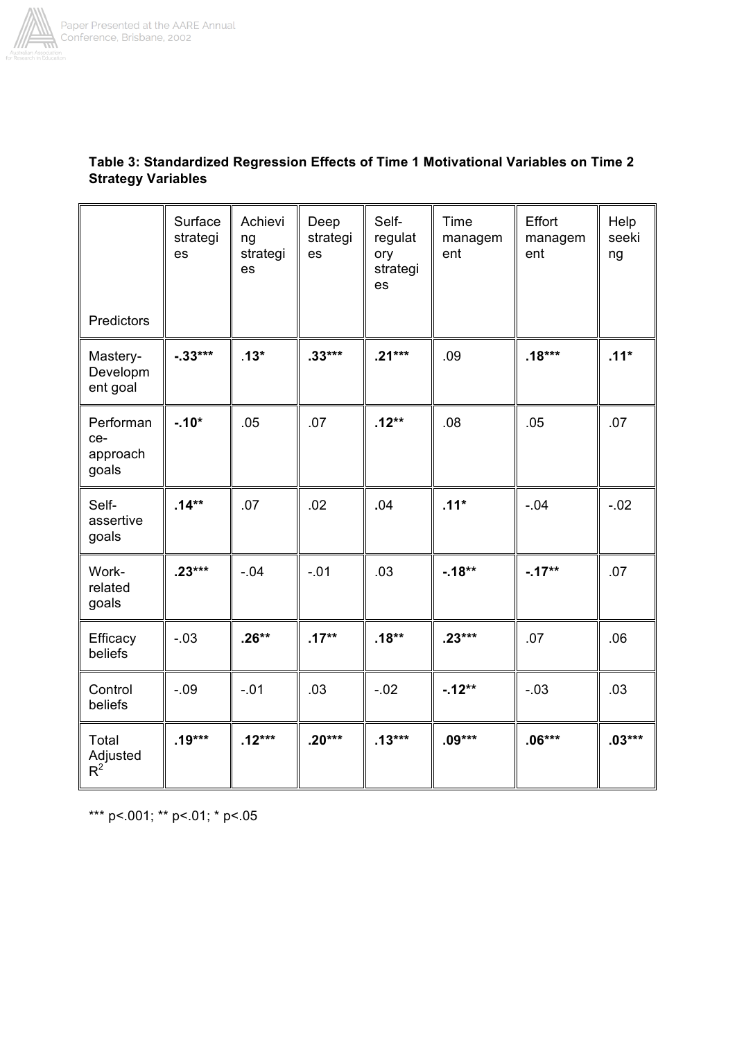**Table 3: Standardized Regression Effects of Time 1 Motivational Variables on Time 2 Strategy Variables**

| Predictors | Surface strategies | Achieving strategies | Deep strategies | Self-regulatory strategies | Time management | Effort management | Help seeking |
|---|---|---|---|---|---|---|---|
| Mastery-Development goal | **-.33*** ** | **.13*** | **.33*** ** | **.21*** ** | .09 | **.18*** ** | **.11*** |
| Performance-approach goals | **-.10*** | .05 | .07 | **.12** ** | .08 | .05 | .07 |
| Self-assertive goals | **.14** ** | .07 | .02 | .04 | **.11*** | -.04 | -.02 |
| Work-related goals | **.23*** ** | -.04 | -.01 | .03 | **-.18** ** | **-.17** ** | .07 |
| Efficacy beliefs | -.03 | **.26** ** | **.17** ** | **.18** ** | **.23*** ** | .07 | .06 |
| Control beliefs | -.09 | -.01 | .03 | -.02 | **-.12** ** | -.03 | .03 |
| Total Adjusted $R^2$ | **.19*** ** | **.12*** ** | **.20*** ** | **.13*** ** | **.09*** ** | **.06*** ** | **.03*** ** |

*** p<.001; ** p<.01; * p<.05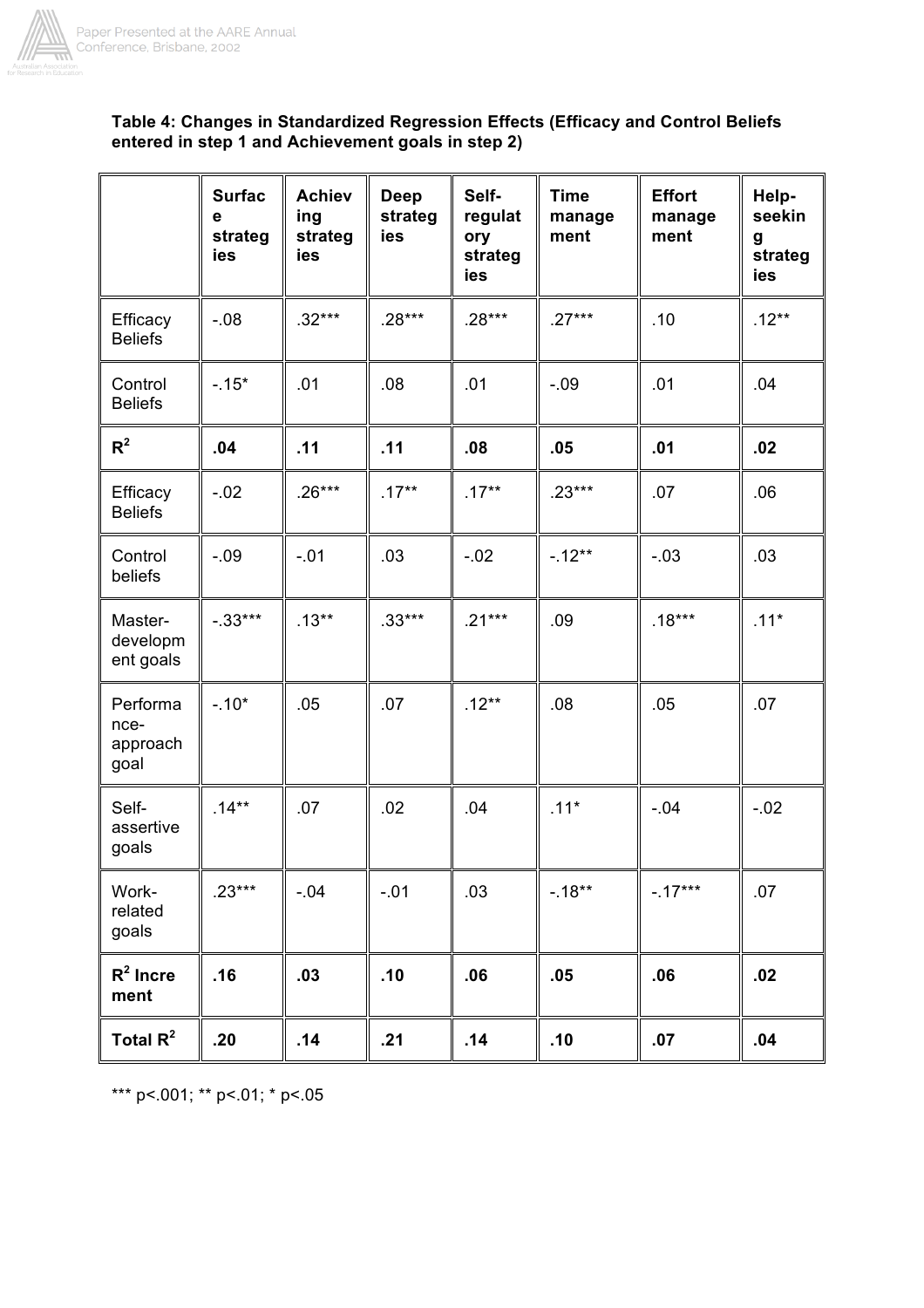**Table 4: Changes in Standardized Regression Effects (Efficacy and Control Beliefs entered in step 1 and Achievement goals in step 2)**

| | Surface strategies | Achieving strategies | Deep strategies | Self-regulatory strategies | Time management | Effort management | Help-seeking strategies |
|---|---|---|---|---|---|---|---|
| Efficacy Beliefs | -.08 | .32*** | .28*** | .28*** | .27*** | .10 | .12** |
| Control Beliefs | -.15* | .01 | .08 | .01 | -.09 | .01 | .04 |
| **$R^2$** | **.04** | **.11** | **.11** | **.08** | **.05** | **.01** | **.02** |
| Efficacy Beliefs | -.02 | .26*** | .17** | .17** | .23*** | .07 | .06 |
| Control beliefs | -.09 | -.01 | .03 | -.02 | -.12** | -.03 | .03 |
| Master-development goals | -.33*** | .13** | .33*** | .21*** | .09 | .18*** | .11* |
| Performance-approach goal | -.10* | .05 | .07 | .12** | .08 | .05 | .07 |
| Self-assertive goals | .14** | .07 | .02 | .04 | .11* | -.04 | -.02 |
| Work-related goals | .23*** | -.04 | -.01 | .03 | -.18** | -.17*** | .07 |
| **$R^2$ Increment** | **.16** | **.03** | **.10** | **.06** | **.05** | **.06** | **.02** |
| **Total $R^2$** | **.20** | **.14** | **.21** | **.14** | **.10** | **.07** | **.04** |

*** $p<.001$; ** $p<.01$; * $p<.05$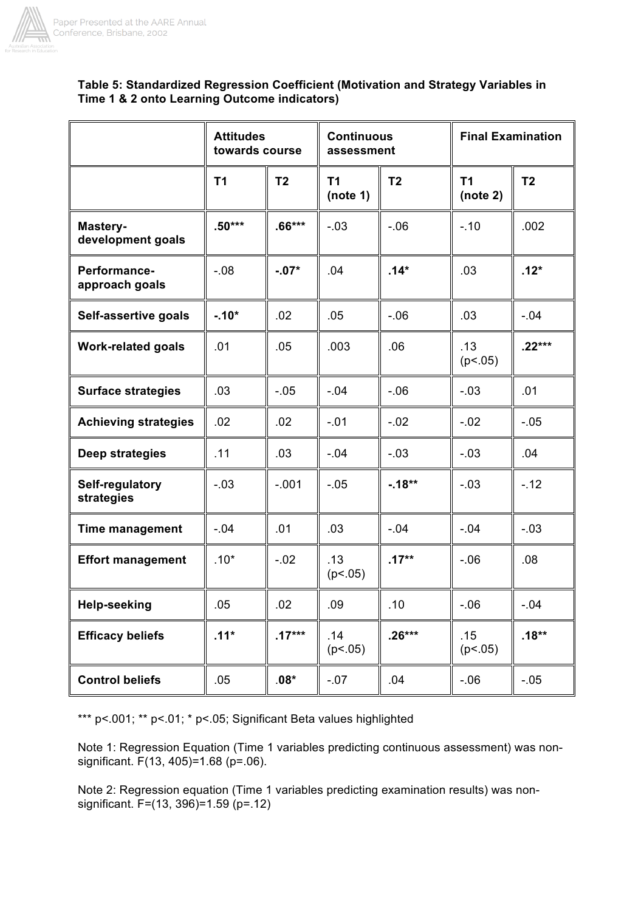**Table 5: Standardized Regression Coefficient (Motivation and Strategy Variables in Time 1 & 2 onto Learning Outcome indicators)**

| | Attitudes towards course | | Continuous assessment | | Final Examination | |
|---|---|---|---|---|---|---|
| | T1 | T2 | T1 (note 1) | T2 | T1 (note 2) | T2 |
| **Mastery-development goals** | **.50*** ** | **.66*** ** | -.03 | -.06 | -.10 | .002 |
| **Performance-approach goals** | -.08 | **-.07*** | .04 | **.14*** | .03 | **.12*** |
| **Self-assertive goals** | **-.10*** | .02 | .05 | -.06 | .03 | -.04 |
| **Work-related goals** | .01 | .05 | .003 | .06 | .13 (p<.05) | **.22*** ** |
| **Surface strategies** | .03 | -.05 | -.04 | -.06 | -.03 | .01 |
| **Achieving strategies** | .02 | .02 | -.01 | -.02 | -.02 | -.05 |
| **Deep strategies** | .11 | .03 | -.04 | -.03 | -.03 | .04 |
| **Self-regulatory strategies** | -.03 | -.001 | -.05 | **-.18**** | -.03 | -.12 |
| **Time management** | -.04 | .01 | .03 | -.04 | -.04 | -.03 |
| **Effort management** | .10* | -.02 | .13 (p<.05) | **.17**** | -.06 | .08 |
| **Help-seeking** | .05 | .02 | .09 | .10 | -.06 | -.04 |
| **Efficacy beliefs** | **.11*** | **.17*** ** | .14 (p<.05) | **.26*** ** | .15 (p<.05) | **.18**** |
| **Control beliefs** | .05 | **.08*** | -.07 | .04 | -.06 | -.05 |

*** p<.001; ** p<.01; * p<.05; Significant Beta values highlighted

Note 1: Regression Equation (Time 1 variables predicting continuous assessment) was non-significant. $F(13, 405)=1.68$ ($p=.06$).

Note 2: Regression equation (Time 1 variables predicting examination results) was non-significant. $F=(13, 396)=1.59$ ($p=.12$)